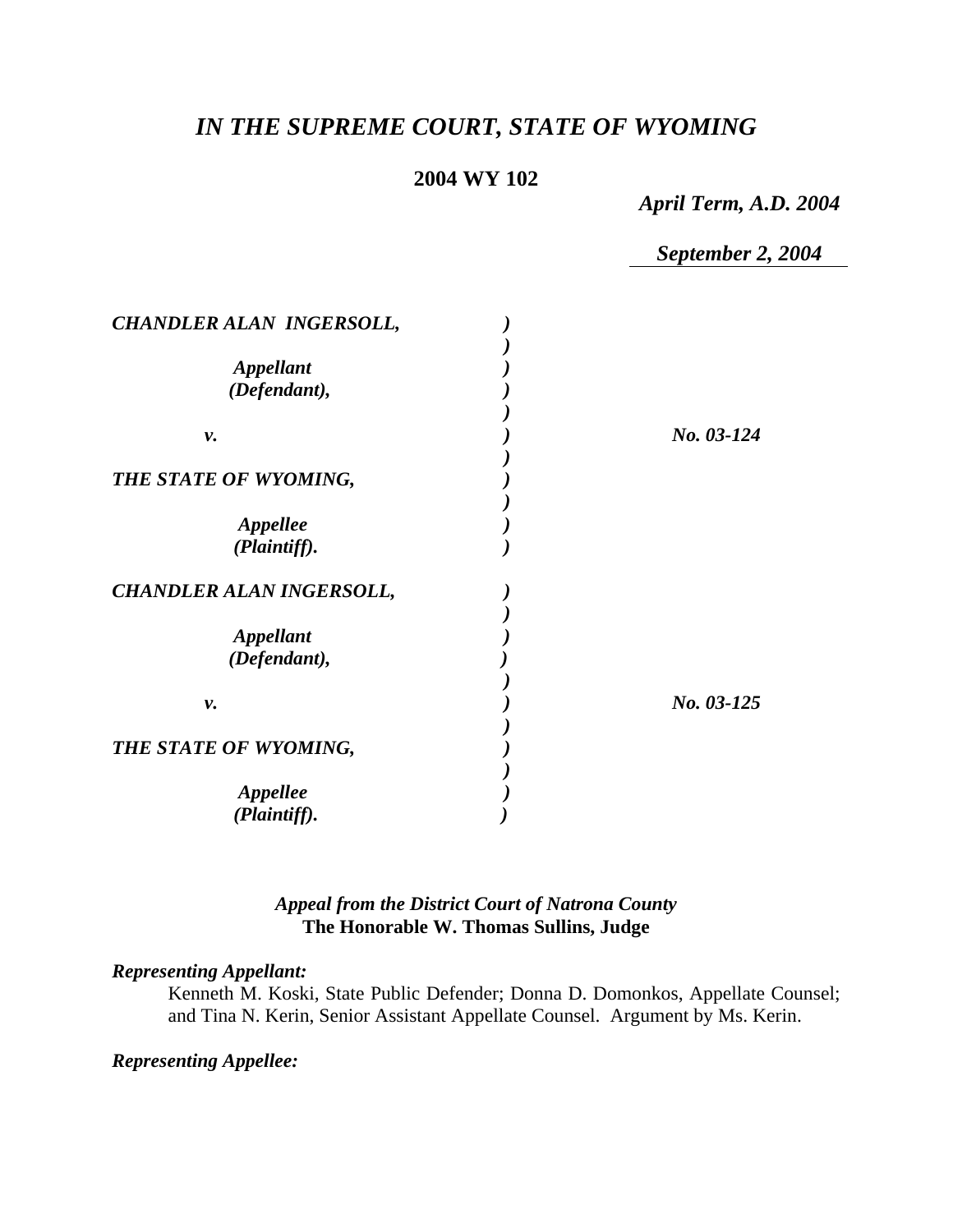# *IN THE SUPREME COURT, STATE OF WYOMING*

**2004 WY 102**

***April Term, A.D. 2004***

***September 2, 2004***

| | | |
|---|---|---|
| ***CHANDLER ALAN INGERSOLL,*** | ) | |
| ***Appellant (Defendant),*** | ) | |
| ***v.*** | ) | ***No. 03-124*** |
| ***THE STATE OF WYOMING,*** | ) | |
| ***Appellee (Plaintiff).*** | ) | |

| | | |
|---|---|---|
| ***CHANDLER ALAN INGERSOLL,*** | ) | |
| ***Appellant (Defendant),*** | ) | |
| ***v.*** | ) | ***No. 03-125*** |
| ***THE STATE OF WYOMING,*** | ) | |
| ***Appellee (Plaintiff).*** | ) | |

***Appeal from the District Court of Natrona County***
**The Honorable W. Thomas Sullins, Judge**

***Representing Appellant:***

Kenneth M. Koski, State Public Defender; Donna D. Domonkos, Appellate Counsel; and Tina N. Kerin, Senior Assistant Appellate Counsel. Argument by Ms. Kerin.

***Representing Appellee:***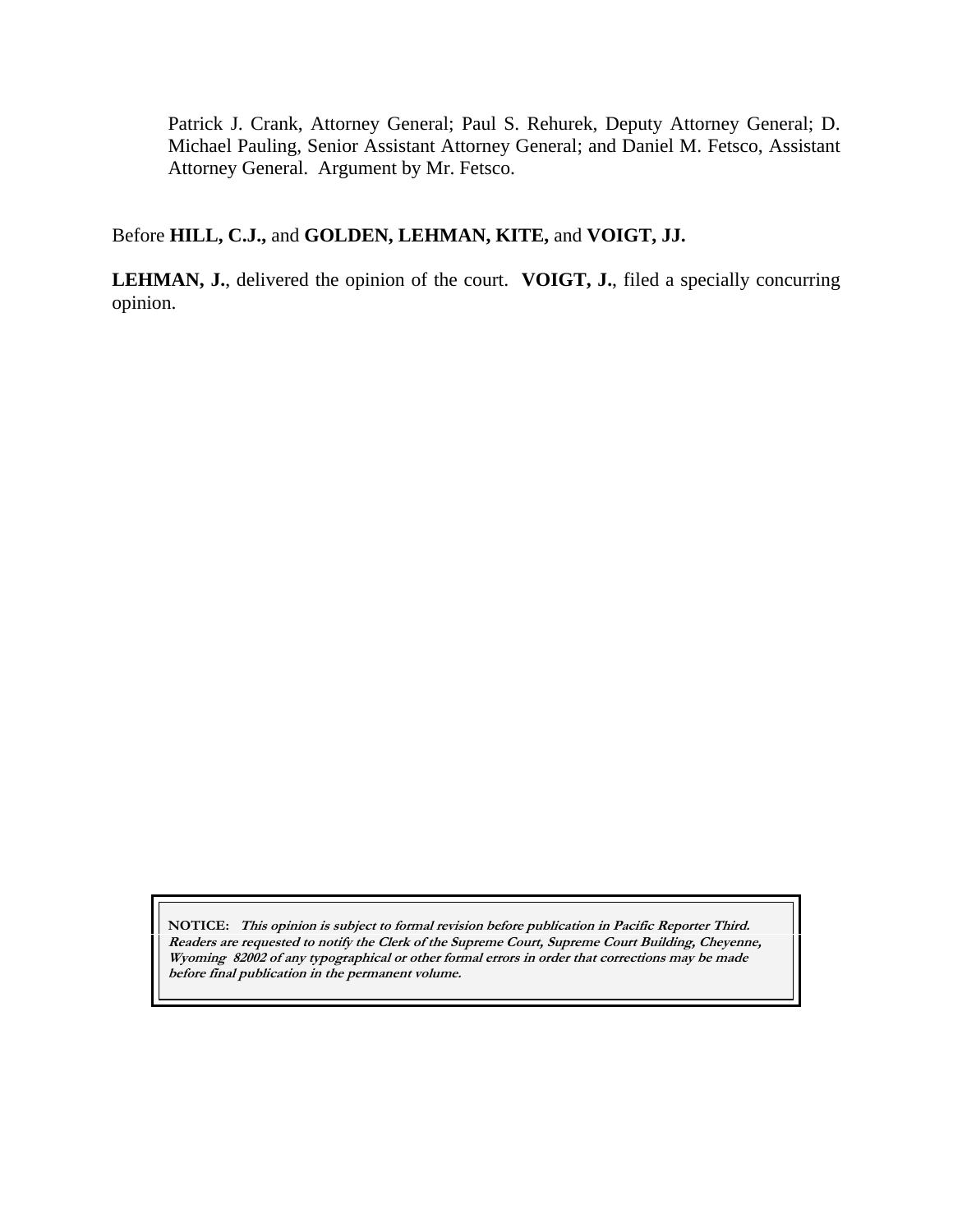Patrick J. Crank, Attorney General; Paul S. Rehurek, Deputy Attorney General; D. Michael Pauling, Senior Assistant Attorney General; and Daniel M. Fetsco, Assistant Attorney General. Argument by Mr. Fetsco.

Before **HILL, C.J.,** and **GOLDEN, LEHMAN, KITE,** and **VOIGT, JJ.**

**LEHMAN, J.**, delivered the opinion of the court. **VOIGT, J.**, filed a specially concurring opinion.

**NOTICE:** ***This opinion is subject to formal revision before publication in Pacific Reporter Third. Readers are requested to notify the Clerk of the Supreme Court, Supreme Court Building, Cheyenne, Wyoming 82002 of any typographical or other formal errors in order that corrections may be made before final publication in the permanent volume.***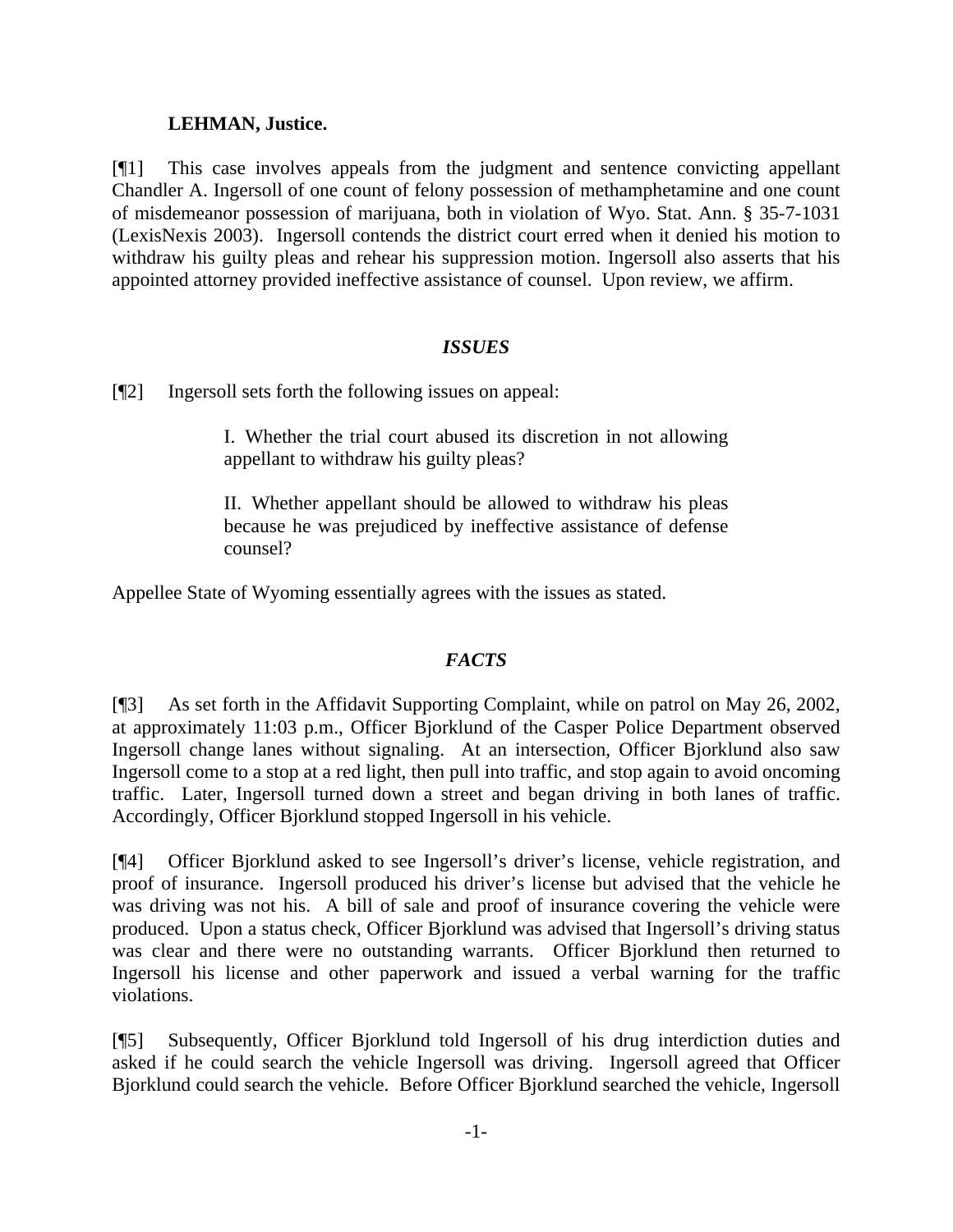**LEHMAN, Justice.**

[¶1] This case involves appeals from the judgment and sentence convicting appellant Chandler A. Ingersoll of one count of felony possession of methamphetamine and one count of misdemeanor possession of marijuana, both in violation of Wyo. Stat. Ann. § 35-7-1031 (LexisNexis 2003). Ingersoll contends the district court erred when it denied his motion to withdraw his guilty pleas and rehear his suppression motion. Ingersoll also asserts that his appointed attorney provided ineffective assistance of counsel. Upon review, we affirm.

### *ISSUES*

[¶2] Ingersoll sets forth the following issues on appeal:

> I. Whether the trial court abused its discretion in not allowing appellant to withdraw his guilty pleas?
>
> II. Whether appellant should be allowed to withdraw his pleas because he was prejudiced by ineffective assistance of defense counsel?

Appellee State of Wyoming essentially agrees with the issues as stated.

### *FACTS*

[¶3] As set forth in the Affidavit Supporting Complaint, while on patrol on May 26, 2002, at approximately 11:03 p.m., Officer Bjorklund of the Casper Police Department observed Ingersoll change lanes without signaling. At an intersection, Officer Bjorklund also saw Ingersoll come to a stop at a red light, then pull into traffic, and stop again to avoid oncoming traffic. Later, Ingersoll turned down a street and began driving in both lanes of traffic. Accordingly, Officer Bjorklund stopped Ingersoll in his vehicle.

[¶4] Officer Bjorklund asked to see Ingersoll's driver's license, vehicle registration, and proof of insurance. Ingersoll produced his driver's license but advised that the vehicle he was driving was not his. A bill of sale and proof of insurance covering the vehicle were produced. Upon a status check, Officer Bjorklund was advised that Ingersoll's driving status was clear and there were no outstanding warrants. Officer Bjorklund then returned to Ingersoll his license and other paperwork and issued a verbal warning for the traffic violations.

[¶5] Subsequently, Officer Bjorklund told Ingersoll of his drug interdiction duties and asked if he could search the vehicle Ingersoll was driving. Ingersoll agreed that Officer Bjorklund could search the vehicle. Before Officer Bjorklund searched the vehicle, Ingersoll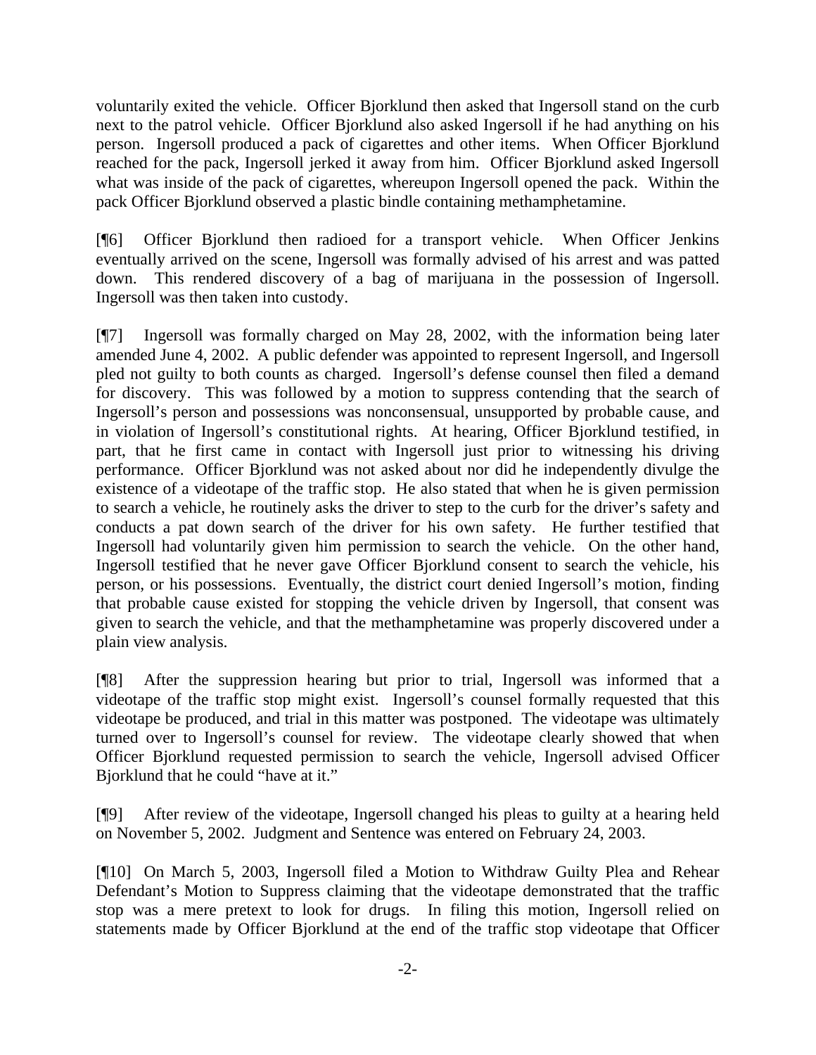voluntarily exited the vehicle. Officer Bjorklund then asked that Ingersoll stand on the curb next to the patrol vehicle. Officer Bjorklund also asked Ingersoll if he had anything on his person. Ingersoll produced a pack of cigarettes and other items. When Officer Bjorklund reached for the pack, Ingersoll jerked it away from him. Officer Bjorklund asked Ingersoll what was inside of the pack of cigarettes, whereupon Ingersoll opened the pack. Within the pack Officer Bjorklund observed a plastic bindle containing methamphetamine.

[¶6] Officer Bjorklund then radioed for a transport vehicle. When Officer Jenkins eventually arrived on the scene, Ingersoll was formally advised of his arrest and was patted down. This rendered discovery of a bag of marijuana in the possession of Ingersoll. Ingersoll was then taken into custody.

[¶7] Ingersoll was formally charged on May 28, 2002, with the information being later amended June 4, 2002. A public defender was appointed to represent Ingersoll, and Ingersoll pled not guilty to both counts as charged. Ingersoll's defense counsel then filed a demand for discovery. This was followed by a motion to suppress contending that the search of Ingersoll's person and possessions was nonconsensual, unsupported by probable cause, and in violation of Ingersoll's constitutional rights. At hearing, Officer Bjorklund testified, in part, that he first came in contact with Ingersoll just prior to witnessing his driving performance. Officer Bjorklund was not asked about nor did he independently divulge the existence of a videotape of the traffic stop. He also stated that when he is given permission to search a vehicle, he routinely asks the driver to step to the curb for the driver's safety and conducts a pat down search of the driver for his own safety. He further testified that Ingersoll had voluntarily given him permission to search the vehicle. On the other hand, Ingersoll testified that he never gave Officer Bjorklund consent to search the vehicle, his person, or his possessions. Eventually, the district court denied Ingersoll's motion, finding that probable cause existed for stopping the vehicle driven by Ingersoll, that consent was given to search the vehicle, and that the methamphetamine was properly discovered under a plain view analysis.

[¶8] After the suppression hearing but prior to trial, Ingersoll was informed that a videotape of the traffic stop might exist. Ingersoll's counsel formally requested that this videotape be produced, and trial in this matter was postponed. The videotape was ultimately turned over to Ingersoll's counsel for review. The videotape clearly showed that when Officer Bjorklund requested permission to search the vehicle, Ingersoll advised Officer Bjorklund that he could "have at it."

[¶9] After review of the videotape, Ingersoll changed his pleas to guilty at a hearing held on November 5, 2002. Judgment and Sentence was entered on February 24, 2003.

[¶10] On March 5, 2003, Ingersoll filed a Motion to Withdraw Guilty Plea and Rehear Defendant's Motion to Suppress claiming that the videotape demonstrated that the traffic stop was a mere pretext to look for drugs. In filing this motion, Ingersoll relied on statements made by Officer Bjorklund at the end of the traffic stop videotape that Officer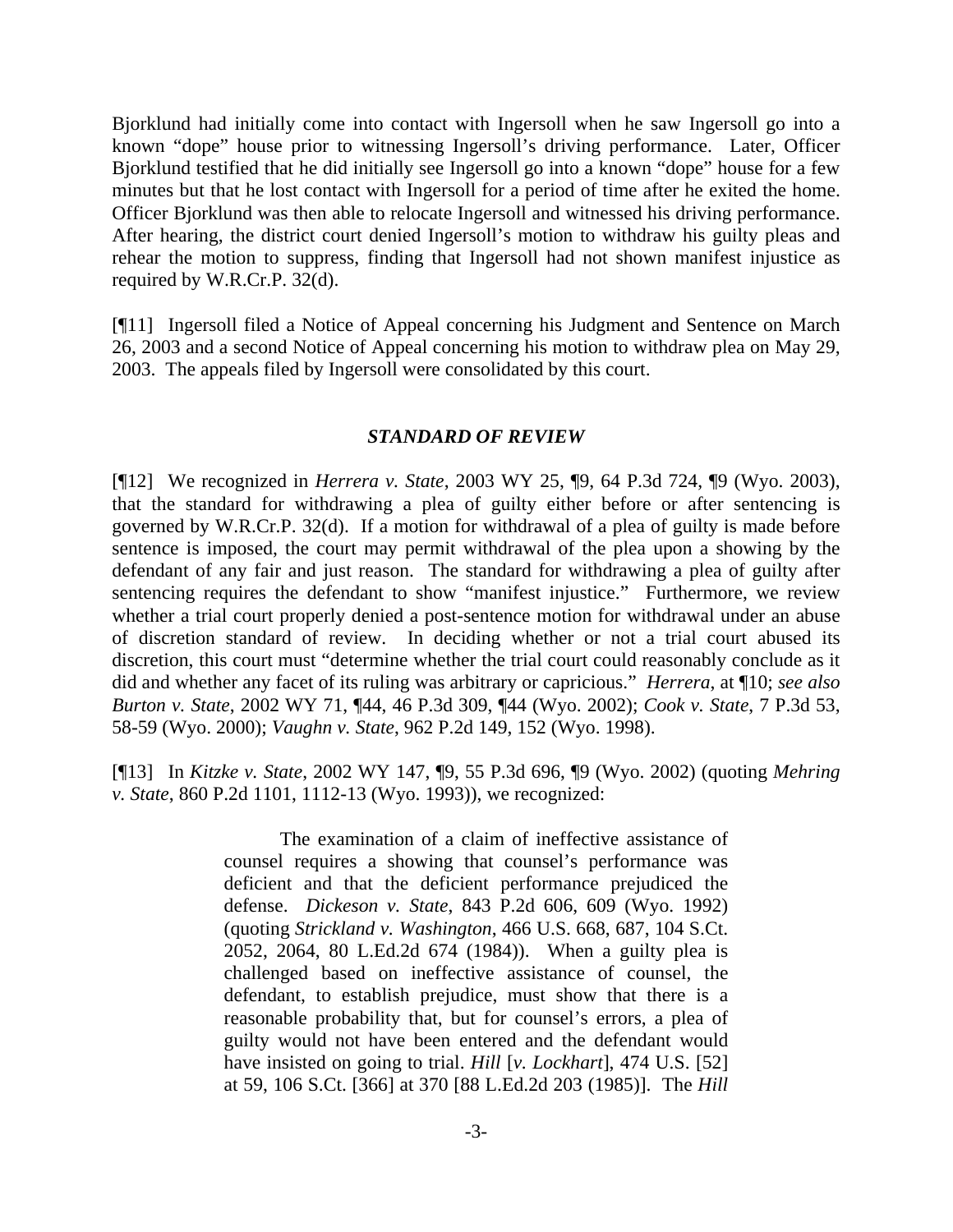Bjorklund had initially come into contact with Ingersoll when he saw Ingersoll go into a known "dope" house prior to witnessing Ingersoll's driving performance. Later, Officer Bjorklund testified that he did initially see Ingersoll go into a known "dope" house for a few minutes but that he lost contact with Ingersoll for a period of time after he exited the home. Officer Bjorklund was then able to relocate Ingersoll and witnessed his driving performance. After hearing, the district court denied Ingersoll's motion to withdraw his guilty pleas and rehear the motion to suppress, finding that Ingersoll had not shown manifest injustice as required by W.R.Cr.P. 32(d).

[¶11] Ingersoll filed a Notice of Appeal concerning his Judgment and Sentence on March 26, 2003 and a second Notice of Appeal concerning his motion to withdraw plea on May 29, 2003. The appeals filed by Ingersoll were consolidated by this court.

### *STANDARD OF REVIEW*

[¶12] We recognized in *Herrera v. State*, 2003 WY 25, ¶9, 64 P.3d 724, ¶9 (Wyo. 2003), that the standard for withdrawing a plea of guilty either before or after sentencing is governed by W.R.Cr.P. 32(d). If a motion for withdrawal of a plea of guilty is made before sentence is imposed, the court may permit withdrawal of the plea upon a showing by the defendant of any fair and just reason. The standard for withdrawing a plea of guilty after sentencing requires the defendant to show "manifest injustice." Furthermore, we review whether a trial court properly denied a post-sentence motion for withdrawal under an abuse of discretion standard of review. In deciding whether or not a trial court abused its discretion, this court must "determine whether the trial court could reasonably conclude as it did and whether any facet of its ruling was arbitrary or capricious." *Herrera*, at ¶10; *see also Burton v. State*, 2002 WY 71, ¶44, 46 P.3d 309, ¶44 (Wyo. 2002); *Cook v. State*, 7 P.3d 53, 58-59 (Wyo. 2000); *Vaughn v. State*, 962 P.2d 149, 152 (Wyo. 1998).

[¶13] In *Kitzke v. State*, 2002 WY 147, ¶9, 55 P.3d 696, ¶9 (Wyo. 2002) (quoting *Mehring v. State*, 860 P.2d 1101, 1112-13 (Wyo. 1993)), we recognized:

> The examination of a claim of ineffective assistance of counsel requires a showing that counsel's performance was deficient and that the deficient performance prejudiced the defense. *Dickeson v. State*, 843 P.2d 606, 609 (Wyo. 1992) (quoting *Strickland v. Washington*, 466 U.S. 668, 687, 104 S.Ct. 2052, 2064, 80 L.Ed.2d 674 (1984)). When a guilty plea is challenged based on ineffective assistance of counsel, the defendant, to establish prejudice, must show that there is a reasonable probability that, but for counsel's errors, a plea of guilty would not have been entered and the defendant would have insisted on going to trial. *Hill* [*v. Lockhart*], 474 U.S. [52] at 59, 106 S.Ct. [366] at 370 [88 L.Ed.2d 203 (1985)]. The *Hill*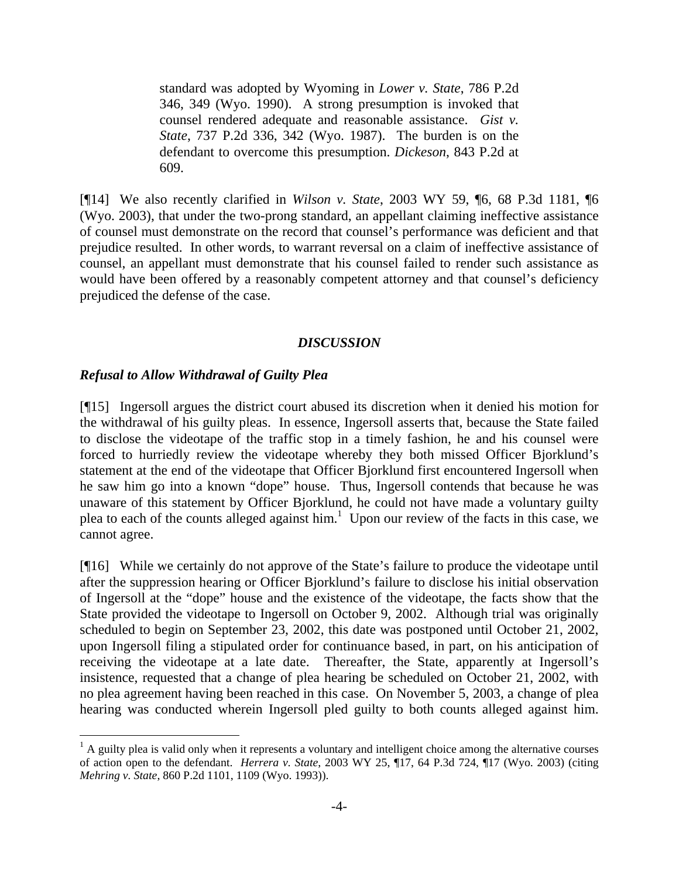> standard was adopted by Wyoming in *Lower v. State*, 786 P.2d 346, 349 (Wyo. 1990). A strong presumption is invoked that counsel rendered adequate and reasonable assistance. *Gist v. State*, 737 P.2d 336, 342 (Wyo. 1987). The burden is on the defendant to overcome this presumption. *Dickeson*, 843 P.2d at 609.

[¶14] We also recently clarified in *Wilson v. State*, 2003 WY 59, ¶6, 68 P.3d 1181, ¶6 (Wyo. 2003), that under the two-prong standard, an appellant claiming ineffective assistance of counsel must demonstrate on the record that counsel's performance was deficient and that prejudice resulted. In other words, to warrant reversal on a claim of ineffective assistance of counsel, an appellant must demonstrate that his counsel failed to render such assistance as would have been offered by a reasonably competent attorney and that counsel's deficiency prejudiced the defense of the case.

## *DISCUSSION*

### *Refusal to Allow Withdrawal of Guilty Plea*

[¶15] Ingersoll argues the district court abused its discretion when it denied his motion for the withdrawal of his guilty pleas. In essence, Ingersoll asserts that, because the State failed to disclose the videotape of the traffic stop in a timely fashion, he and his counsel were forced to hurriedly review the videotape whereby they both missed Officer Bjorklund's statement at the end of the videotape that Officer Bjorklund first encountered Ingersoll when he saw him go into a known "dope" house. Thus, Ingersoll contends that because he was unaware of this statement by Officer Bjorklund, he could not have made a voluntary guilty plea to each of the counts alleged against him.[1] Upon our review of the facts in this case, we cannot agree.

[¶16] While we certainly do not approve of the State's failure to produce the videotape until after the suppression hearing or Officer Bjorklund's failure to disclose his initial observation of Ingersoll at the "dope" house and the existence of the videotape, the facts show that the State provided the videotape to Ingersoll on October 9, 2002. Although trial was originally scheduled to begin on September 23, 2002, this date was postponed until October 21, 2002, upon Ingersoll filing a stipulated order for continuance based, in part, on his anticipation of receiving the videotape at a late date. Thereafter, the State, apparently at Ingersoll's insistence, requested that a change of plea hearing be scheduled on October 21, 2002, with no plea agreement having been reached in this case. On November 5, 2003, a change of plea hearing was conducted wherein Ingersoll pled guilty to both counts alleged against him.

---

[1] A guilty plea is valid only when it represents a voluntary and intelligent choice among the alternative courses of action open to the defendant. *Herrera v. State*, 2003 WY 25, ¶17, 64 P.3d 724, ¶17 (Wyo. 2003) (citing *Mehring v. State*, 860 P.2d 1101, 1109 (Wyo. 1993)).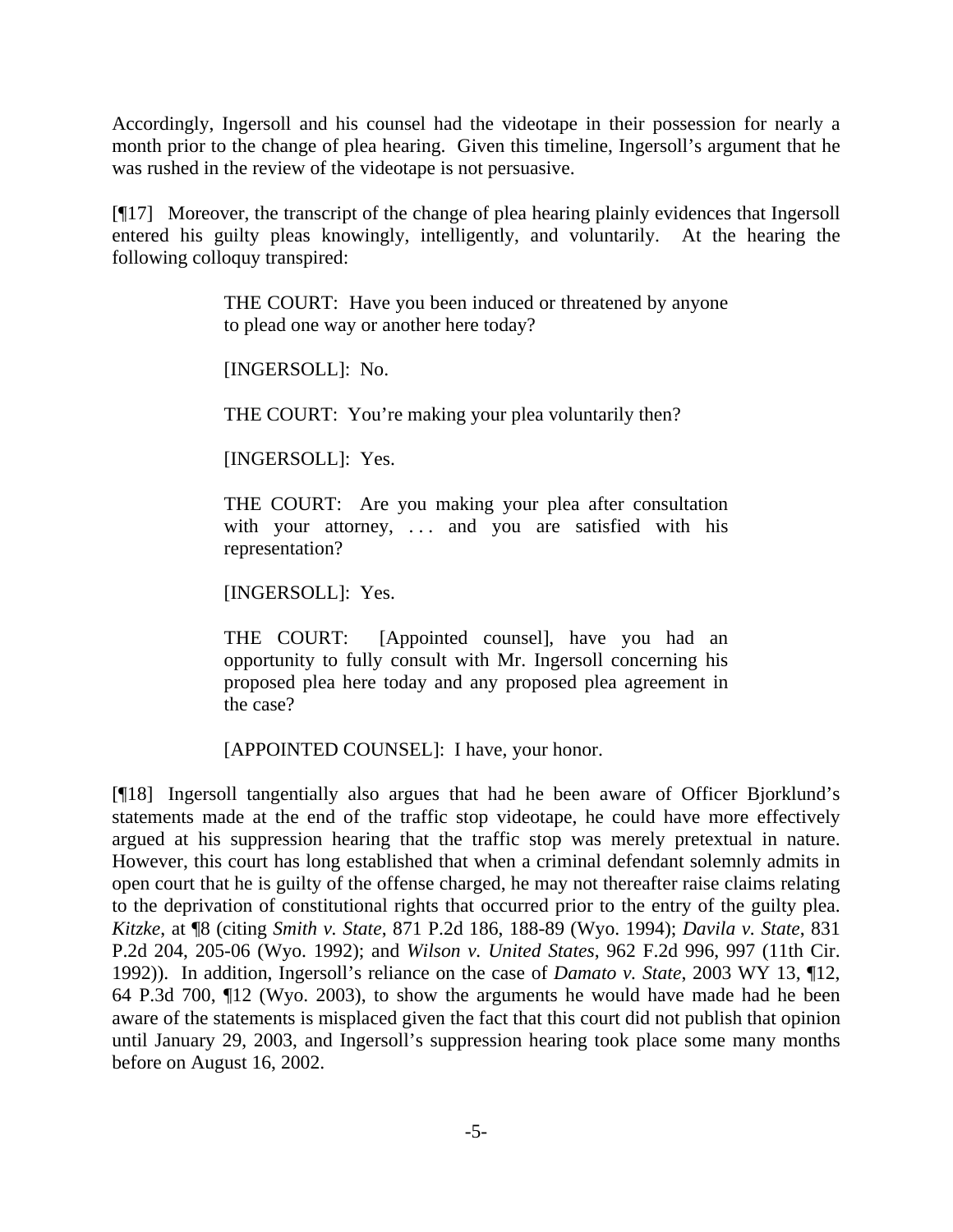Accordingly, Ingersoll and his counsel had the videotape in their possession for nearly a month prior to the change of plea hearing. Given this timeline, Ingersoll's argument that he was rushed in the review of the videotape is not persuasive.

[¶17] Moreover, the transcript of the change of plea hearing plainly evidences that Ingersoll entered his guilty pleas knowingly, intelligently, and voluntarily. At the hearing the following colloquy transpired:

> THE COURT: Have you been induced or threatened by anyone to plead one way or another here today?
>
> [INGERSOLL]: No.
>
> THE COURT: You're making your plea voluntarily then?
>
> [INGERSOLL]: Yes.
>
> THE COURT: Are you making your plea after consultation with your attorney, . . . and you are satisfied with his representation?
>
> [INGERSOLL]: Yes.
>
> THE COURT: [Appointed counsel], have you had an opportunity to fully consult with Mr. Ingersoll concerning his proposed plea here today and any proposed plea agreement in the case?
>
> [APPOINTED COUNSEL]: I have, your honor.

[¶18] Ingersoll tangentially also argues that had he been aware of Officer Bjorklund's statements made at the end of the traffic stop videotape, he could have more effectively argued at his suppression hearing that the traffic stop was merely pretextual in nature. However, this court has long established that when a criminal defendant solemnly admits in open court that he is guilty of the offense charged, he may not thereafter raise claims relating to the deprivation of constitutional rights that occurred prior to the entry of the guilty plea. *Kitzke*, at ¶8 (citing *Smith v. State*, 871 P.2d 186, 188-89 (Wyo. 1994); *Davila v. State*, 831 P.2d 204, 205-06 (Wyo. 1992); and *Wilson v. United States*, 962 F.2d 996, 997 (11th Cir. 1992)). In addition, Ingersoll's reliance on the case of *Damato v. State*, 2003 WY 13, ¶12, 64 P.3d 700, ¶12 (Wyo. 2003), to show the arguments he would have made had he been aware of the statements is misplaced given the fact that this court did not publish that opinion until January 29, 2003, and Ingersoll's suppression hearing took place some many months before on August 16, 2002.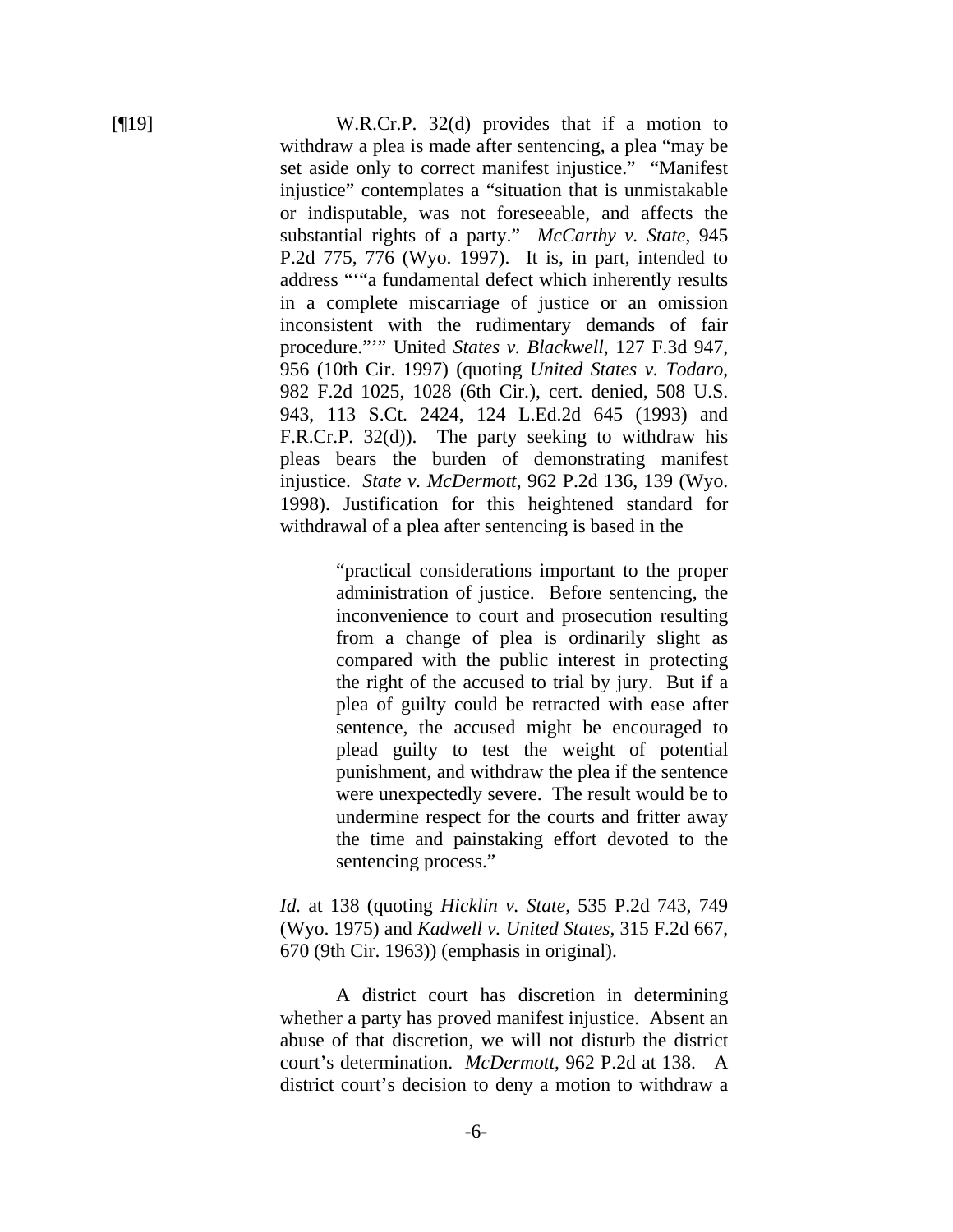[¶19] W.R.Cr.P. 32(d) provides that if a motion to withdraw a plea is made after sentencing, a plea "may be set aside only to correct manifest injustice." "Manifest injustice" contemplates a "situation that is unmistakable or indisputable, was not foreseeable, and affects the substantial rights of a party." *McCarthy v. State*, 945 P.2d 775, 776 (Wyo. 1997). It is, in part, intended to address "'"a fundamental defect which inherently results in a complete miscarriage of justice or an omission inconsistent with the rudimentary demands of fair procedure."'" United *States v. Blackwell*, 127 F.3d 947, 956 (10th Cir. 1997) (quoting *United States v. Todaro*, 982 F.2d 1025, 1028 (6th Cir.), cert. denied, 508 U.S. 943, 113 S.Ct. 2424, 124 L.Ed.2d 645 (1993) and F.R.Cr.P. 32(d)). The party seeking to withdraw his pleas bears the burden of demonstrating manifest injustice. *State v. McDermott*, 962 P.2d 136, 139 (Wyo. 1998). Justification for this heightened standard for withdrawal of a plea after sentencing is based in the

> "practical considerations important to the proper administration of justice. Before sentencing, the inconvenience to court and prosecution resulting from a change of plea is ordinarily slight as compared with the public interest in protecting the right of the accused to trial by jury. But if a plea of guilty could be retracted with ease after sentence, the accused might be encouraged to plead guilty to test the weight of potential punishment, and withdraw the plea if the sentence were unexpectedly severe. The result would be to undermine respect for the courts and fritter away the time and painstaking effort devoted to the sentencing process."

*Id.* at 138 (quoting *Hicklin v. State*, 535 P.2d 743, 749 (Wyo. 1975) and *Kadwell v. United States*, 315 F.2d 667, 670 (9th Cir. 1963)) (emphasis in original).

A district court has discretion in determining whether a party has proved manifest injustice. Absent an abuse of that discretion, we will not disturb the district court's determination. *McDermott*, 962 P.2d at 138. A district court's decision to deny a motion to withdraw a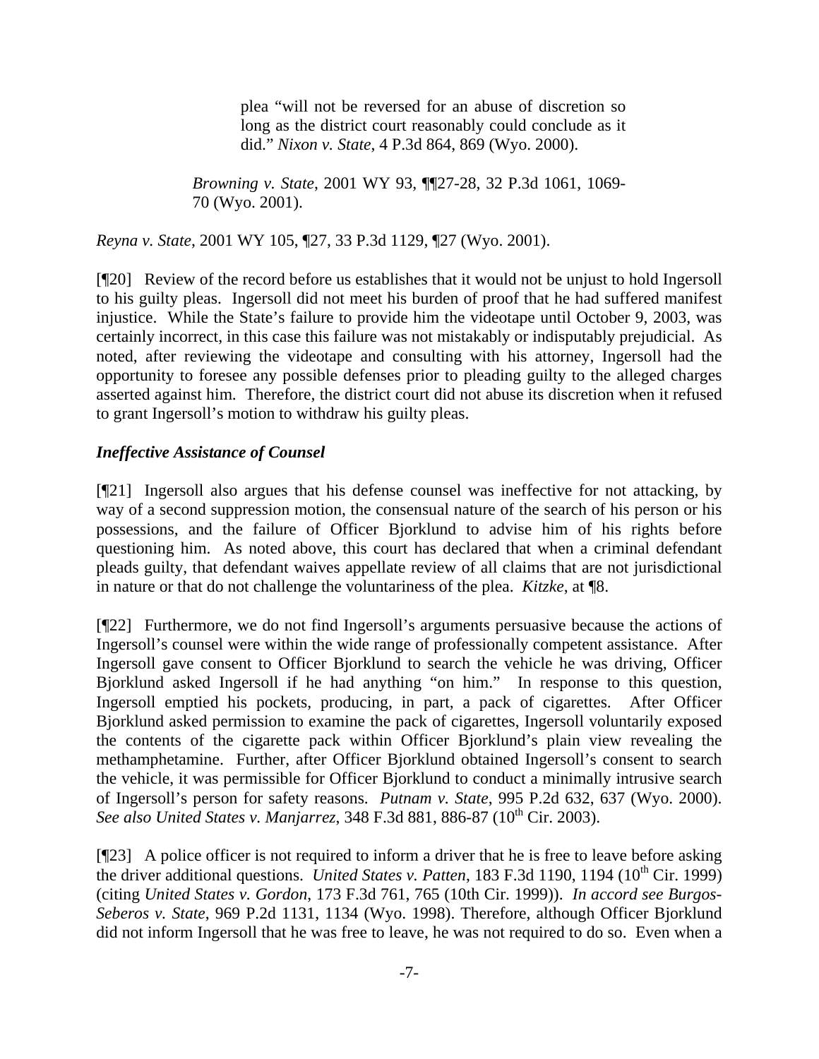> > plea "will not be reversed for an abuse of discretion so long as the district court reasonably could conclude as it did." *Nixon v. State*, 4 P.3d 864, 869 (Wyo. 2000).
>
> *Browning v. State*, 2001 WY 93, ¶¶27-28, 32 P.3d 1061, 1069-70 (Wyo. 2001).

*Reyna v. State*, 2001 WY 105, ¶27, 33 P.3d 1129, ¶27 (Wyo. 2001).

[¶20] Review of the record before us establishes that it would not be unjust to hold Ingersoll to his guilty pleas. Ingersoll did not meet his burden of proof that he had suffered manifest injustice. While the State's failure to provide him the videotape until October 9, 2003, was certainly incorrect, in this case this failure was not mistakably or indisputably prejudicial. As noted, after reviewing the videotape and consulting with his attorney, Ingersoll had the opportunity to foresee any possible defenses prior to pleading guilty to the alleged charges asserted against him. Therefore, the district court did not abuse its discretion when it refused to grant Ingersoll's motion to withdraw his guilty pleas.

***Ineffective Assistance of Counsel***

[¶21] Ingersoll also argues that his defense counsel was ineffective for not attacking, by way of a second suppression motion, the consensual nature of the search of his person or his possessions, and the failure of Officer Bjorklund to advise him of his rights before questioning him. As noted above, this court has declared that when a criminal defendant pleads guilty, that defendant waives appellate review of all claims that are not jurisdictional in nature or that do not challenge the voluntariness of the plea. *Kitzke*, at ¶8.

[¶22] Furthermore, we do not find Ingersoll's arguments persuasive because the actions of Ingersoll's counsel were within the wide range of professionally competent assistance. After Ingersoll gave consent to Officer Bjorklund to search the vehicle he was driving, Officer Bjorklund asked Ingersoll if he had anything "on him." In response to this question, Ingersoll emptied his pockets, producing, in part, a pack of cigarettes. After Officer Bjorklund asked permission to examine the pack of cigarettes, Ingersoll voluntarily exposed the contents of the cigarette pack within Officer Bjorklund's plain view revealing the methamphetamine. Further, after Officer Bjorklund obtained Ingersoll's consent to search the vehicle, it was permissible for Officer Bjorklund to conduct a minimally intrusive search of Ingersoll's person for safety reasons. *Putnam v. State*, 995 P.2d 632, 637 (Wyo. 2000). *See also United States v. Manjarrez*, 348 F.3d 881, 886-87 (10th Cir. 2003).

[¶23] A police officer is not required to inform a driver that he is free to leave before asking the driver additional questions. *United States v. Patten*, 183 F.3d 1190, 1194 (10th Cir. 1999) (citing *United States v. Gordon*, 173 F.3d 761, 765 (10th Cir. 1999)). *In accord see Burgos-Seberos v. State*, 969 P.2d 1131, 1134 (Wyo. 1998). Therefore, although Officer Bjorklund did not inform Ingersoll that he was free to leave, he was not required to do so. Even when a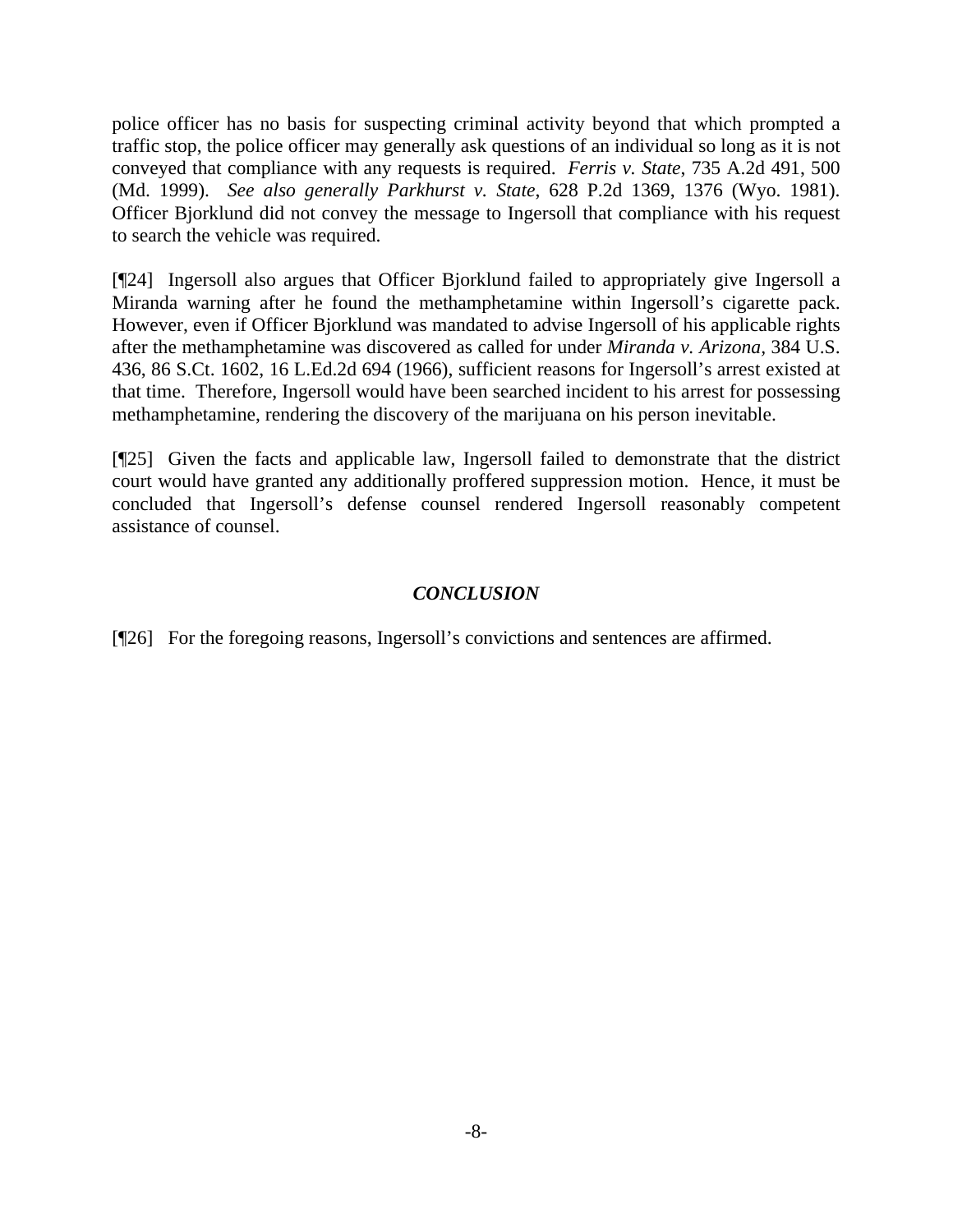police officer has no basis for suspecting criminal activity beyond that which prompted a traffic stop, the police officer may generally ask questions of an individual so long as it is not conveyed that compliance with any requests is required. *Ferris v. State*, 735 A.2d 491, 500 (Md. 1999). *See also generally Parkhurst v. State*, 628 P.2d 1369, 1376 (Wyo. 1981). Officer Bjorklund did not convey the message to Ingersoll that compliance with his request to search the vehicle was required.

[¶24] Ingersoll also argues that Officer Bjorklund failed to appropriately give Ingersoll a Miranda warning after he found the methamphetamine within Ingersoll's cigarette pack. However, even if Officer Bjorklund was mandated to advise Ingersoll of his applicable rights after the methamphetamine was discovered as called for under *Miranda v. Arizona*, 384 U.S. 436, 86 S.Ct. 1602, 16 L.Ed.2d 694 (1966), sufficient reasons for Ingersoll's arrest existed at that time. Therefore, Ingersoll would have been searched incident to his arrest for possessing methamphetamine, rendering the discovery of the marijuana on his person inevitable.

[¶25] Given the facts and applicable law, Ingersoll failed to demonstrate that the district court would have granted any additionally proffered suppression motion. Hence, it must be concluded that Ingersoll's defense counsel rendered Ingersoll reasonably competent assistance of counsel.

## *CONCLUSION*

[¶26] For the foregoing reasons, Ingersoll's convictions and sentences are affirmed.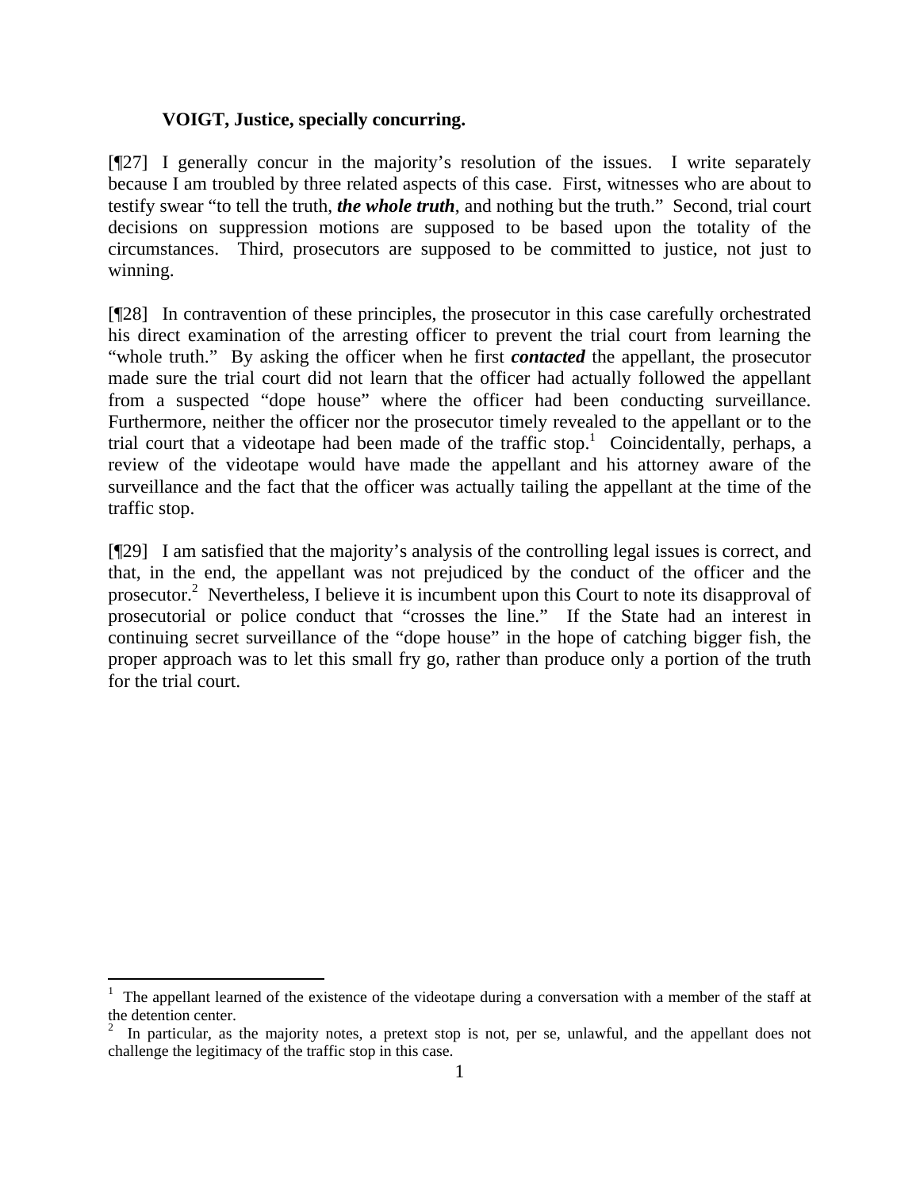**VOIGT, Justice, specially concurring.**

[¶27] I generally concur in the majority's resolution of the issues. I write separately because I am troubled by three related aspects of this case. First, witnesses who are about to testify swear "to tell the truth, ***the whole truth***, and nothing but the truth." Second, trial court decisions on suppression motions are supposed to be based upon the totality of the circumstances. Third, prosecutors are supposed to be committed to justice, not just to winning.

[¶28] In contravention of these principles, the prosecutor in this case carefully orchestrated his direct examination of the arresting officer to prevent the trial court from learning the "whole truth." By asking the officer when he first ***contacted*** the appellant, the prosecutor made sure the trial court did not learn that the officer had actually followed the appellant from a suspected "dope house" where the officer had been conducting surveillance. Furthermore, neither the officer nor the prosecutor timely revealed to the appellant or to the trial court that a videotape had been made of the traffic stop.[1] Coincidentally, perhaps, a review of the videotape would have made the appellant and his attorney aware of the surveillance and the fact that the officer was actually tailing the appellant at the time of the traffic stop.

[¶29] I am satisfied that the majority's analysis of the controlling legal issues is correct, and that, in the end, the appellant was not prejudiced by the conduct of the officer and the prosecutor.[2] Nevertheless, I believe it is incumbent upon this Court to note its disapproval of prosecutorial or police conduct that "crosses the line." If the State had an interest in continuing secret surveillance of the "dope house" in the hope of catching bigger fish, the proper approach was to let this small fry go, rather than produce only a portion of the truth for the trial court.

---

[1] The appellant learned of the existence of the videotape during a conversation with a member of the staff at the detention center.

[2] In particular, as the majority notes, a pretext stop is not, per se, unlawful, and the appellant does not challenge the legitimacy of the traffic stop in this case.